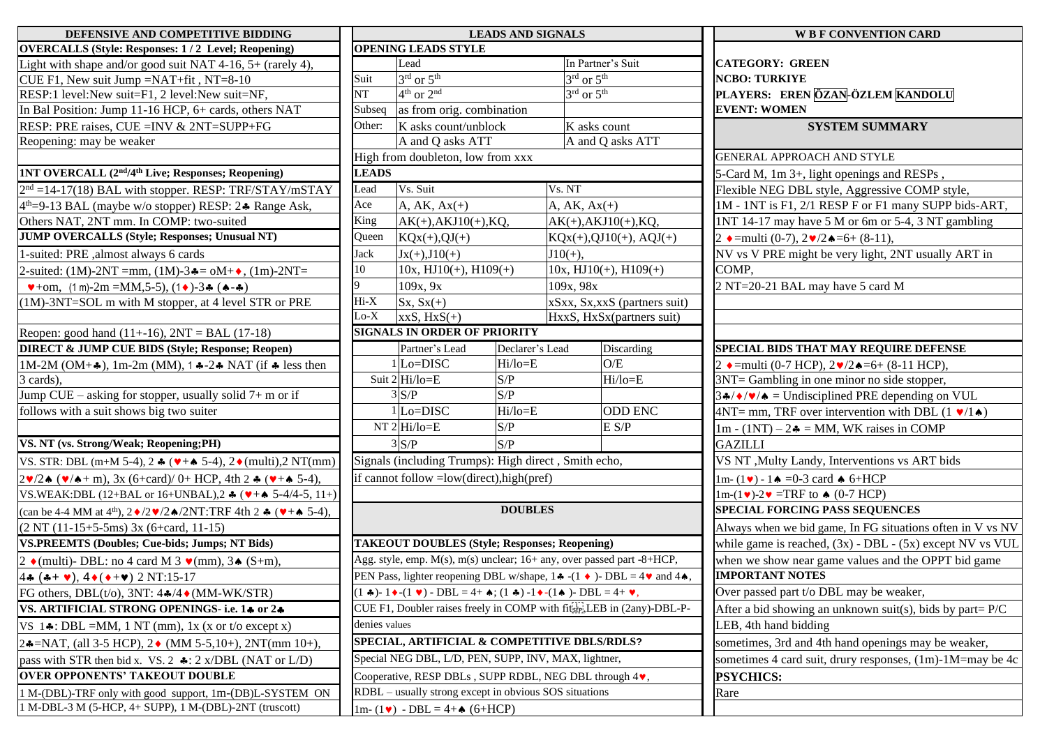## DEFENSIVE AND COMPETITIVE BIDDING

**OVERCALLS (Style: Responses: 1 / 2 Level; Reopening)**

Light with shape and/or good suit NAT 4-16, 5+ (rarely 4),
CUE F1, New suit Jump =NAT+fit , NT=8-10
RESP:1 level:New suit=F1, 2 level:New suit=NF,
In Bal Position: Jump 11-16 HCP, 6+ cards, others NAT
RESP: PRE raises, CUE =INV & 2NT=SUPP+FG
Reopening: may be weaker

**1NT OVERCALL (2nd/4th Live; Responses; Reopening)**

2nd =14-17(18) BAL with stopper. RESP: TRF/STAY/mSTAY
4th=9-13 BAL (maybe w/o stopper) RESP: 2♣ Range Ask,
Others NAT, 2NT mm. In COMP: two-suited

**JUMP OVERCALLS (Style; Responses; Unusual NT)**

1-suited: PRE ,almost always 6 cards
2-suited: (1M)-2NT =mm, (1M)-3♣= oM+♦, (1m)-2NT=
♥+om, (1m)-2m =MM,5-5), (1♦)-3♣ (♠-♣)
(1M)-3NT=SOL m with M stopper, at 4 level STR or PRE

Reopen: good hand (11+-16), 2NT = BAL (17-18)

**DIRECT & JUMP CUE BIDS (Style; Response; Reopen)**

1M-2M (OM+♣), 1m-2m (MM), 1♣-2♣ NAT (if ♣ less then 3 cards),
Jump CUE – asking for stopper, usually solid 7+ m or if follows with a suit shows big two suiter

**VS. NT (vs. Strong/Weak; Reopening;PH)**

VS. STR: DBL (m+M 5-4), 2♣ (♥+♠ 5-4), 2♦(multi),2 NT(mm)
2♥/2♠ (♥/♠+ m), 3x (6+card)/ 0+ HCP, 4th 2♣ (♥+♠ 5-4),
VS.WEAK:DBL (12+BAL or 16+UNBAL),2♣ (♥+♠ 5-4/4-5, 11+)
(can be 4-4 MM at 4th), 2♦/2♥/2♠/2NT:TRF 4th 2♣ (♥+♠ 5-4),
(2 NT (11-15+5-5ms) 3x (6+card, 11-15)

**VS.PREEMTS (Doubles; Cue-bids; Jumps; NT Bids)**

2♦(multi)- DBL: no 4 card M 3♥(mm), 3♠ (S+m),
4♣ (♣+♥), 4♦(♦+♥) 2 NT:15-17
FG others, DBL(t/o), 3NT: 4♣/4♦(MM-WK/STR)

**VS. ARTIFICIAL STRONG OPENINGS- i.e. 1♣ or 2♣**

VS 1♣: DBL =MM, 1 NT (mm), 1x (x or t/o except x)
2♣=NAT, (all 3-5 HCP), 2♦ (MM 5-5,10+), 2NT(mm 10+),
pass with STR then bid x. VS. 2♣: 2 x/DBL (NAT or L/D)

**OVER OPPONENTS' TAKEOUT DOUBLE**

1 M-(DBL)-TRF only with good support, 1m-(DB)L-SYSTEM ON
1 M-DBL-3 M (5-HCP, 4+ SUPP), 1 M-(DBL)-2NT (truscott)

## LEADS AND SIGNALS

**OPENING LEADS STYLE**

| | Lead | In Partner's Suit |
|---|---|---|
| Suit | 3rd or 5th | 3rd or 5th |
| NT | 4th or 2nd | 3rd or 5th |
| Subseq | as from orig. combination | |
| Other: | K asks count/unblock | K asks count |
| | A and Q asks ATT | A and Q asks ATT |

High from doubleton, low from xxx

**LEADS**

| Lead | Vs. Suit | Vs. NT |
|---|---|---|
| Ace | A, AK, Ax(+) | A, AK, Ax(+) |
| King | AK(+),AKJ10(+),KQ, | AK(+),AKJ10(+),KQ, |
| Queen | KQx(+),QJ(+) | KQx(+),QJ10(+), AQJ(+) |
| Jack | Jx(+),J10(+) | J10(+), |
| 10 | 10x, HJ10(+), H109(+) | 10x, HJ10(+), H109(+) |
| 9 | 109x, 9x | 109x, 98x |
| Hi-X | Sx, Sx(+) | xSxx, Sx,xxS (partners suit) |
| Lo-X | xxS, HxS(+) | HxxS, HxSx(partners suit) |

**SIGNALS IN ORDER OF PRIORITY**

| | | Partner's Lead | Declarer's Lead | Discarding |
|---|---|---|---|---|
| | 1 | Lo=DISC | Hi/lo=E | O/E |
| Suit | 2 | Hi/lo=E | S/P | Hi/lo=E |
| | 3 | S/P | S/P | |
| | 1 | Lo=DISC | Hi/lo=E | ODD ENC |
| NT | 2 | Hi/lo=E | S/P | E S/P |
| | 3 | S/P | S/P | |

Signals (including Trumps): High direct , Smith echo,
if cannot follow =low(direct),high(pref)

## DOUBLES

**TAKEOUT DOUBLES (Style; Responses; Reopening)**

Agg. style, emp. M(s), m(s) unclear; 16+ any, over passed part -8+HCP,
PEN Pass, lighter reopening DBL w/shape, 1♣ -(1♦)- DBL = 4♥ and 4♠,
(1♣)- 1♦-(1♥) - DBL = 4+ ♠; (1♣) -1♦-(1♠)- DBL = 4+ ♥,
CUE F1, Doubler raises freely in COMP with fit LEB in (2any)-DBL-P- denies values

**SPECIAL, ARTIFICIAL & COMPETITIVE DBLS/RDLS?**

Special NEG DBL, L/D, PEN, SUPP, INV, MAX, lightner,
Cooperative, RESP DBLs , SUPP RDBL, NEG DBL through 4♥,
RDBL – usually strong except in obvious SOS situations
1m- (1♥) - DBL = 4+♠ (6+HCP)

## W B F CONVENTION CARD

**CATEGORY: GREEN**
**NCBO: TURKIYE**
**PLAYERS: EREN ÖZAN-ÖZLEM KANDOLU**
**EVENT: WOMEN**

**SYSTEM SUMMARY**

GENERAL APPROACH AND STYLE

5-Card M, 1m 3+, light openings and RESPs ,
Flexible NEG DBL style, Aggressive COMP style,
1M - 1NT is F1, 2/1 RESP F or F1 many SUPP bids-ART,
1NT 14-17 may have 5 M or 6m or 5-4, 3 NT gambling
2♦=multi (0-7), 2♥/2♠=6+ (8-11),
NV vs V PRE might be very light, 2NT usually ART in COMP,
2 NT=20-21 BAL may have 5 card M

**SPECIAL BIDS THAT MAY REQUIRE DEFENSE**

2♦=multi (0-7 HCP), 2♥/2♠=6+ (8-11 HCP),
3NT= Gambling in one minor no side stopper,
3♣/♦/♥/♠ = Undisciplined PRE depending on VUL
4NT= mm, TRF over intervention with DBL (1♥/1♠)
1m - (1NT) – 2♣ = MM, WK raises in COMP
GAZILLI
VS NT ,Multy Landy, Interventions vs ART bids
1m- (1♥) - 1♠ =0-3 card ♠ 6+HCP
1m-(1♥)-2♥ =TRF to ♠ (0-7 HCP)

**SPECIAL FORCING PASS SEQUENCES**

Always when we bid game, In FG situations often in V vs NV while game is reached, (3x) - DBL - (5x) except NV vs VUL when we show near game values and the OPPT bid game

**IMPORTANT NOTES**

Over passed part t/o DBL may be weaker,
After a bid showing an unknown suit(s), bids by part= P/C
LEB, 4th hand bidding
sometimes, 3rd and 4th hand openings may be weaker,
sometimes 4 card suit, drury responses, (1m)-1M=may be 4c

**PSYCHICS:**

Rare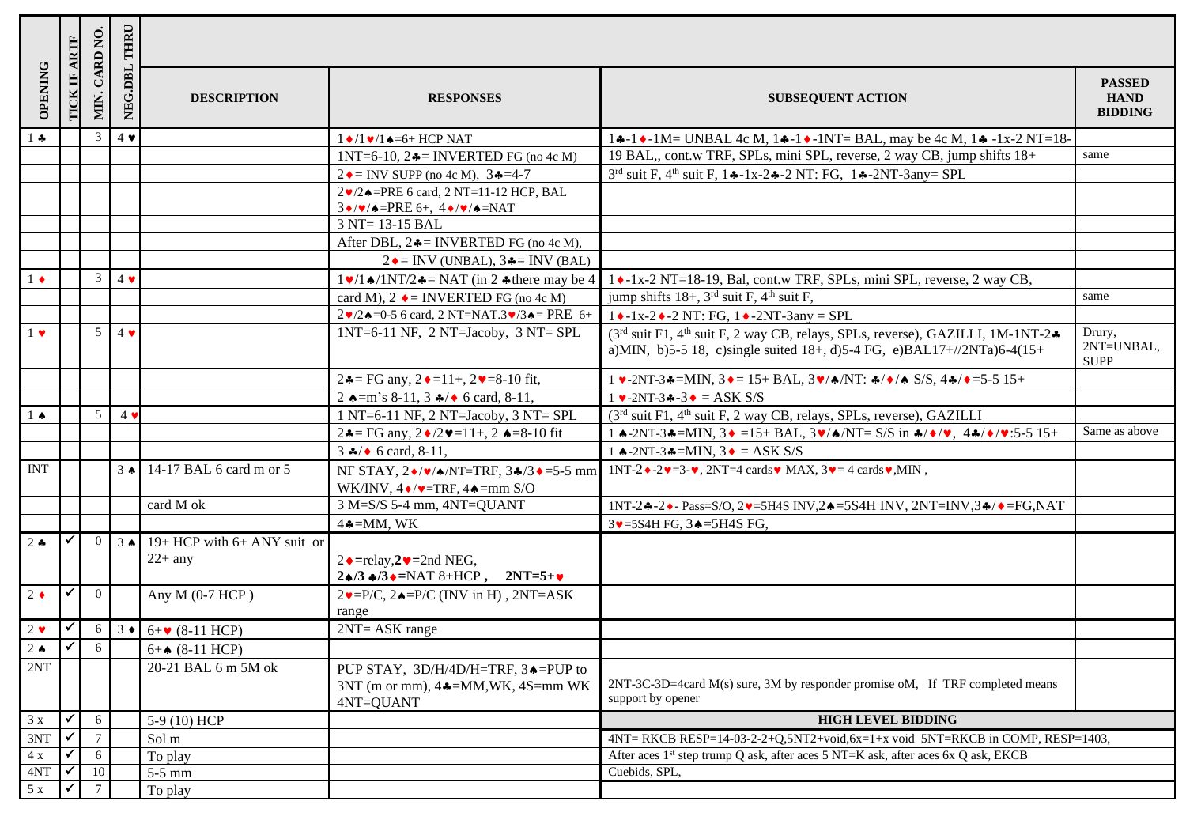| OPENING | TICK IF ARTF | MIN. CARD NO. | NEG.DBL THRU | DESCRIPTION | RESPONSES | SUBSEQUENT ACTION | PASSED HAND BIDDING |
|---|---|---|---|---|---|---|---|
| 1 ♣ | | 3 | 4 ♥ | | 1♦/1♥/1♠=6+ HCP NAT | 1♣-1♦-1M= UNBAL 4c M, 1♣-1♦-1NT= BAL, may be 4c M, 1♣ -1x-2 NT=18- | |
| | | | | | 1NT=6-10, 2♣= INVERTED FG (no 4c M) | 19 BAL,, cont.w TRF, SPLs, mini SPL, reverse, 2 way CB, jump shifts 18+ | same |
| | | | | | 2♦= INV SUPP (no 4c M), 3♣=4-7 | 3rd suit F, 4th suit F, 1♣-1x-2♣-2 NT: FG, 1♣-2NT-3any= SPL | |
| | | | | | 2♥/2♠=PRE 6 card, 2 NT=11-12 HCP, BAL 3♦/♥/♠=PRE 6+, 4♦/♥/♠=NAT | | |
| | | | | | 3 NT= 13-15 BAL | | |
| | | | | | After DBL, 2♣= INVERTED FG (no 4c M), | | |
| | | | | | 2♦= INV (UNBAL), 3♣= INV (BAL) | | |
| 1 ♦ | | 3 | 4 ♥ | | 1♥/1♠/1NT/2♣= NAT (in 2 ♣there may be 4 | 1♦-1x-2 NT=18-19, Bal, cont.w TRF, SPLs, mini SPL, reverse, 2 way CB, | |
| | | | | | card M), 2 ♦= INVERTED FG (no 4c M) | jump shifts 18+, 3rd suit F, 4th suit F, | same |
| | | | | | 2♥/2♠=0-5 6 card, 2 NT=NAT.3♥/3♠= PRE 6+ | 1♦-1x-2♦-2 NT: FG, 1♦-2NT-3any = SPL | |
| 1 ♥ | | 5 | 4 ♥ | | 1NT=6-11 NF, 2 NT=Jacoby, 3 NT= SPL | (3rd suit F1, 4th suit F, 2 way CB, relays, SPLs, reverse), GAZILLI, 1M-1NT-2♣ a)MIN, b)5-5 18, c)single suited 18+, d)5-4 FG, e)BAL17+//2NTa)6-4(15+ | Drury, 2NT=UNBAL, SUPP |
| | | | | | 2♣= FG any, 2♦=11+, 2♥=8-10 fit, | 1 ♥-2NT-3♣=MIN, 3♦= 15+ BAL, 3♥/♠/NT: ♣/♦/♠ S/S, 4♣/♦=5-5 15+ | |
| | | | | | 2 ♠=m's 8-11, 3 ♣/♦ 6 card, 8-11, | 1 ♥-2NT-3♣-3♦ = ASK S/S | |
| 1 ♠ | | 5 | 4 ♥ | | 1 NT=6-11 NF, 2 NT=Jacoby, 3 NT= SPL | (3rd suit F1, 4th suit F, 2 way CB, relays, SPLs, reverse), GAZILLI | |
| | | | | | 2♣= FG any, 2♦/2♥=11+, 2 ♠=8-10 fit | 1 ♠-2NT-3♣=MIN, 3♦ =15+ BAL, 3♥/♠/NT= S/S in ♣/♦/♥, 4♣/♦/♥:5-5 15+ | Same as above |
| | | | | | 3 ♣/♦ 6 card, 8-11, | 1 ♠-2NT-3♣=MIN, 3♦ = ASK S/S | |
| INT | | | 3 ♠ | 14-17 BAL 6 card m or 5 | NF STAY, 2♦/♥/♠/NT=TRF, 3♣/3♦=5-5 mm WK/INV, 4♦/♥=TRF, 4♠=mm S/O | 1NT-2♦-2♥=3-♥, 2NT=4 cards♥ MAX, 3♥= 4 cards♥,MIN , | |
| | | | | card M ok | 3 M=S/S 5-4 mm, 4NT=QUANT | 1NT-2♣-2♦- Pass=S/O, 2♥=5H4S INV,2♠=5S4H INV, 2NT=INV,3♣/♦=FG,NAT | |
| | | | | | 4♣=MM, WK | 3♥=5S4H FG, 3♠=5H4S FG, | |
| 2 ♣ | ✓ | 0 | 3 ♠ | 19+ HCP with 6+ ANY suit or 22+ any | 2♦=relay,**2♥**=2nd NEG, **2♠/3 ♣/3♦**=NAT 8+HCP , **2NT=5+♥** | | |
| 2 ♦ | ✓ | 0 | | Any M (0-7 HCP ) | 2♥=P/C, 2♠=P/C (INV in H) , 2NT=ASK range | | |
| 2 ♥ | ✓ | 6 | 3 ♦ | 6+♥ (8-11 HCP) | 2NT= ASK range | | |
| 2 ♠ | ✓ | 6 | | 6+♠ (8-11 HCP) | | | |
| 2NT | | | | 20-21 BAL 6 m 5M ok | PUP STAY, 3D/H/4D/H=TRF, 3♠=PUP to 3NT (m or mm), 4♣=MM,WK, 4S=mm WK 4NT=QUANT | 2NT-3C-3D=4card M(s) sure, 3M by responder promise oM, If TRF completed means support by opener | |
| 3 x | ✓ | 6 | | 5-9 (10) HCP | | **HIGH LEVEL BIDDING** | |
| 3NT | ✓ | 7 | | Sol m | | 4NT= RKCB RESP=14-03-2-2+Q,5NT2+void,6x=1+x void 5NT=RKCB in COMP, RESP=1403, | |
| 4 x | ✓ | 6 | | To play | | After aces 1st step trump Q ask, after aces 5 NT=K ask, after aces 6x Q ask, EKCB | |
| 4NT | ✓ | 10 | | 5-5 mm | | Cuebids, SPL, | |
| 5 x | ✓ | 7 | | To play | | | |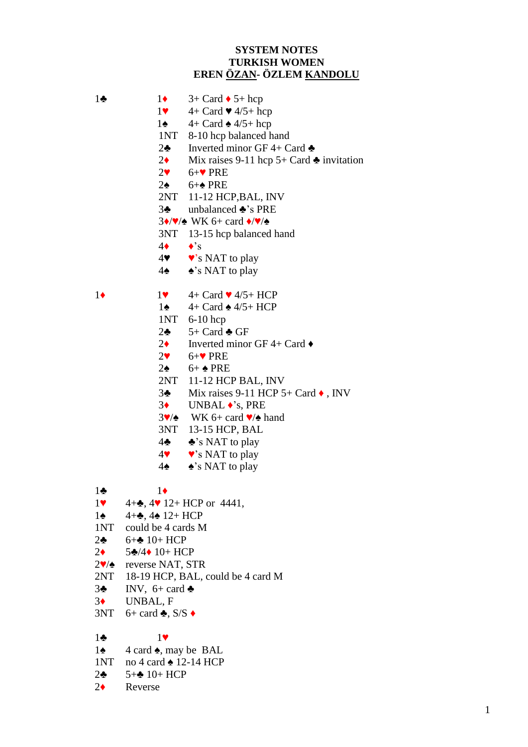**SYSTEM NOTES**
**TURKISH WOMEN**
**EREN ÖZAN- ÖZLEM KANDOLU**

| 1♣ | | |
|---|---|---|
| | 1♦ | 3+ Card ♦ 5+ hcp |
| | 1♥ | 4+ Card ♥ 4/5+ hcp |
| | 1♠ | 4+ Card ♠ 4/5+ hcp |
| | 1NT | 8-10 hcp balanced hand |
| | 2♣ | Inverted minor GF 4+ Card ♣ |
| | 2♦ | Mix raises 9-11 hcp 5+ Card ♣ invitation |
| | 2♥ | 6+♥ PRE |
| | 2♠ | 6+♠ PRE |
| | 2NT | 11-12 HCP,BAL, INV |
| | 3♣ | unbalanced ♣'s PRE |
| | 3♦/♥/♠ | WK 6+ card ♦/♥/♠ |
| | 3NT | 13-15 hcp balanced hand |
| | 4♦ | ♦'s |
| | 4♥ | ♥'s NAT to play |
| | 4♠ | ♠'s NAT to play |

| 1♦ | | |
|---|---|---|
| | 1♥ | 4+ Card ♥ 4/5+ HCP |
| | 1♠ | 4+ Card ♠ 4/5+ HCP |
| | 1NT | 6-10 hcp |
| | 2♣ | 5+ Card ♣ GF |
| | 2♦ | Inverted minor GF 4+ Card ♦ |
| | 2♥ | 6+♥ PRE |
| | 2♠ | 6+ ♠ PRE |
| | 2NT | 11-12 HCP BAL, INV |
| | 3♣ | Mix raises 9-11 HCP 5+ Card ♦ , INV |
| | 3♦ | UNBAL ♦'s, PRE |
| | 3♥/♠ | WK 6+ card ♥/♠ hand |
| | 3NT | 13-15 HCP, BAL |
| | 4♣ | ♣'s NAT to play |
| | 4♥ | ♥'s NAT to play |
| | 4♠ | ♠'s NAT to play |

| 1♣ | 1♦ |
|---|---|
| 1♥ | 4+♣, 4♥ 12+ HCP or 4441, |
| 1♠ | 4+♣, 4♠ 12+ HCP |
| 1NT | could be 4 cards M |
| 2♣ | 6+♣ 10+ HCP |
| 2♦ | 5♣/4♦ 10+ HCP |
| 2♥/♠ | reverse NAT, STR |
| 2NT | 18-19 HCP, BAL, could be 4 card M |
| 3♣ | INV, 6+ card ♣ |
| 3♦ | UNBAL, F |
| 3NT | 6+ card ♣, S/S ♦ |

| 1♣ | 1♥ |
|---|---|
| 1♠ | 4 card ♠, may be BAL |
| 1NT | no 4 card ♠ 12-14 HCP |
| 2♣ | 5+♣ 10+ HCP |
| 2♦ | Reverse |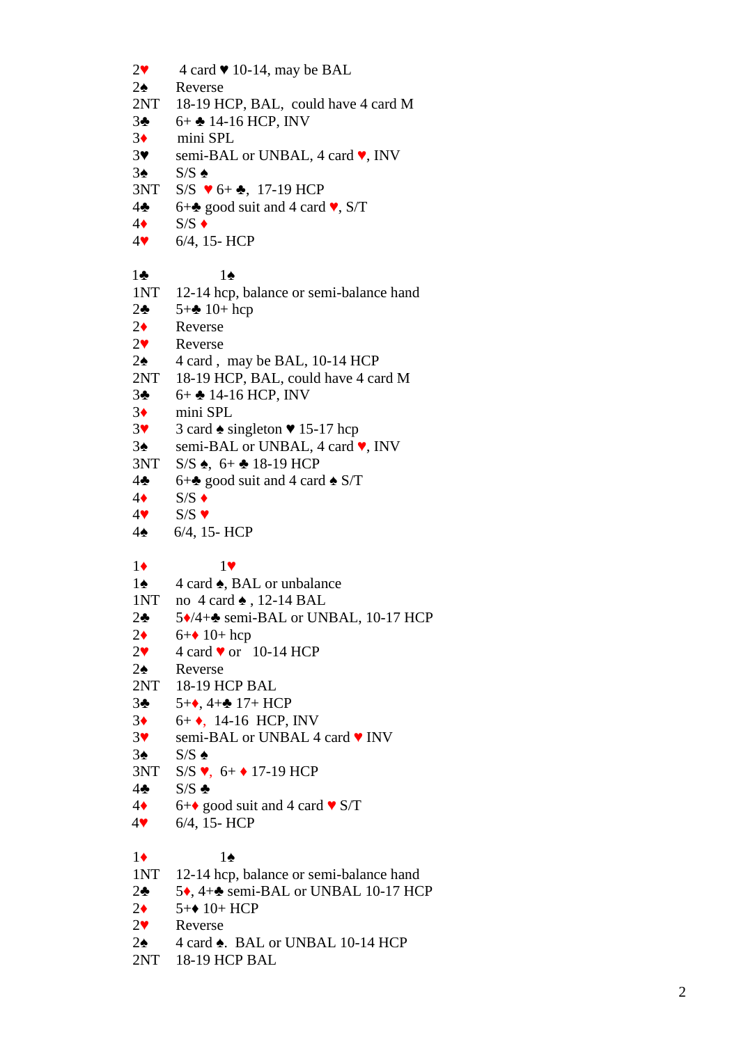| | |
|---|---|
| 2♥ | 4 card ♥ 10-14, may be BAL |
| 2♠ | Reverse |
| 2NT | 18-19 HCP, BAL, could have 4 card M |
| 3♣ | 6+ ♣ 14-16 HCP, INV |
| 3♦ | mini SPL |
| 3♥ | semi-BAL or UNBAL, 4 card ♥, INV |
| 3♠ | S/S ♠ |
| 3NT | S/S ♥ 6+ ♣, 17-19 HCP |
| 4♣ | 6+♣ good suit and 4 card ♥, S/T |
| 4♦ | S/S ♦ |
| 4♥ | 6/4, 15- HCP |

| 1♣ | 1♠ |
|---|---|
| 1NT | 12-14 hcp, balance or semi-balance hand |
| 2♣ | 5+♣ 10+ hcp |
| 2♦ | Reverse |
| 2♥ | Reverse |
| 2♠ | 4 card , may be BAL, 10-14 HCP |
| 2NT | 18-19 HCP, BAL, could have 4 card M |
| 3♣ | 6+ ♣ 14-16 HCP, INV |
| 3♦ | mini SPL |
| 3♥ | 3 card ♠ singleton ♥ 15-17 hcp |
| 3♠ | semi-BAL or UNBAL, 4 card ♥, INV |
| 3NT | S/S ♠, 6+ ♣ 18-19 HCP |
| 4♣ | 6+♣ good suit and 4 card ♠ S/T |
| 4♦ | S/S ♦ |
| 4♥ | S/S ♥ |
| 4♠ | 6/4, 15- HCP |

| 1♦ | 1♥ |
|---|---|
| 1♠ | 4 card ♠, BAL or unbalance |
| 1NT | no 4 card ♠ , 12-14 BAL |
| 2♣ | 5♦/4+♣ semi-BAL or UNBAL, 10-17 HCP |
| 2♦ | 6+♦ 10+ hcp |
| 2♥ | 4 card ♥ or 10-14 HCP |
| 2♠ | Reverse |
| 2NT | 18-19 HCP BAL |
| 3♣ | 5+♦, 4+♣ 17+ HCP |
| 3♦ | 6+ ♦, 14-16 HCP, INV |
| 3♥ | semi-BAL or UNBAL 4 card ♥ INV |
| 3♠ | S/S ♠ |
| 3NT | S/S ♥, 6+ ♦ 17-19 HCP |
| 4♣ | S/S ♣ |
| 4♦ | 6+♦ good suit and 4 card ♥ S/T |
| 4♥ | 6/4, 15- HCP |

| 1♦ | 1♠ |
|---|---|
| 1NT | 12-14 hcp, balance or semi-balance hand |
| 2♣ | 5♦, 4+♣ semi-BAL or UNBAL 10-17 HCP |
| 2♦ | 5+♦ 10+ HCP |
| 2♥ | Reverse |
| 2♠ | 4 card ♠. BAL or UNBAL 10-14 HCP |
| 2NT | 18-19 HCP BAL |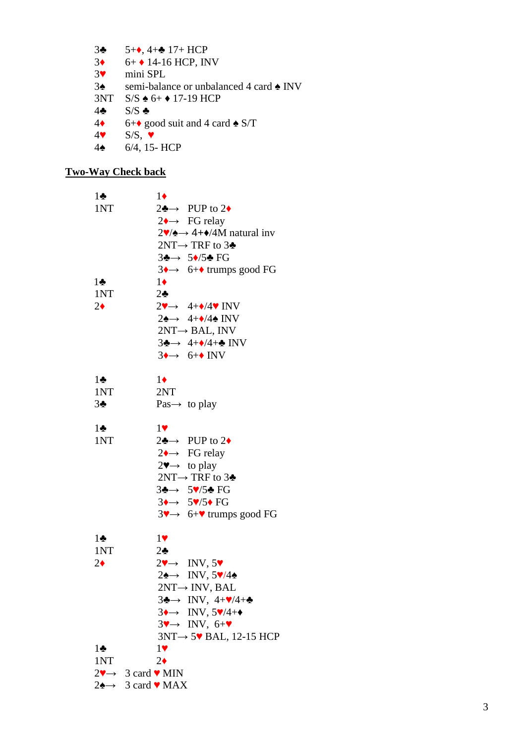| | |
|---|---|
| 3♣ | 5+♦, 4+♣ 17+ HCP |
| 3♦ | 6+ ♦ 14-16 HCP, INV |
| 3♥ | mini SPL |
| 3♠ | semi-balance or unbalanced 4 card ♠ INV |
| 3NT | S/S ♠ 6+ ♦ 17-19 HCP |
| 4♣ | S/S ♣ |
| 4♦ | 6+♦ good suit and 4 card ♠ S/T |
| 4♥ | S/S, ♥ |
| 4♠ | 6/4, 15- HCP |

## Two-Way Check back

```
1♣          1♦
1NT         2♣→  PUP to 2♦
            2♦→  FG relay
            2♥/♠→ 4+♦/4M natural inv
            2NT→ TRF to 3♣
            3♣→  5♦/5♣ FG
            3♦→  6+♦ trumps good FG
1♣          1♦
1NT         2♣
2♦          2♥→  4+♦/4♥ INV
            2♠→  4+♦/4♠ INV
            2NT→ BAL, INV
            3♣→  4+♦/4+♣ INV
            3♦→  6+♦ INV

1♣          1♦
1NT         2NT
3♣          Pas→  to play

1♣          1♥
1NT         2♣→  PUP to 2♦
            2♦→  FG relay
            2♥→  to play
            2NT→ TRF to 3♣
            3♣→  5♥/5♣ FG
            3♦→  5♥/5♦ FG
            3♥→  6+♥ trumps good FG

1♣          1♥
1NT         2♣
2♦          2♥→  INV, 5♥
            2♠→  INV, 5♥/4♠
            2NT→ INV, BAL
            3♣→  INV, 4+♥/4+♣
            3♦→  INV, 5♥/4+♦
            3♥→  INV, 6+♥
            3NT→ 5♥ BAL, 12-15 HCP
1♣          1♥
1NT         2♦
2♥→  3 card ♥ MIN
2♠→  3 card ♥ MAX
```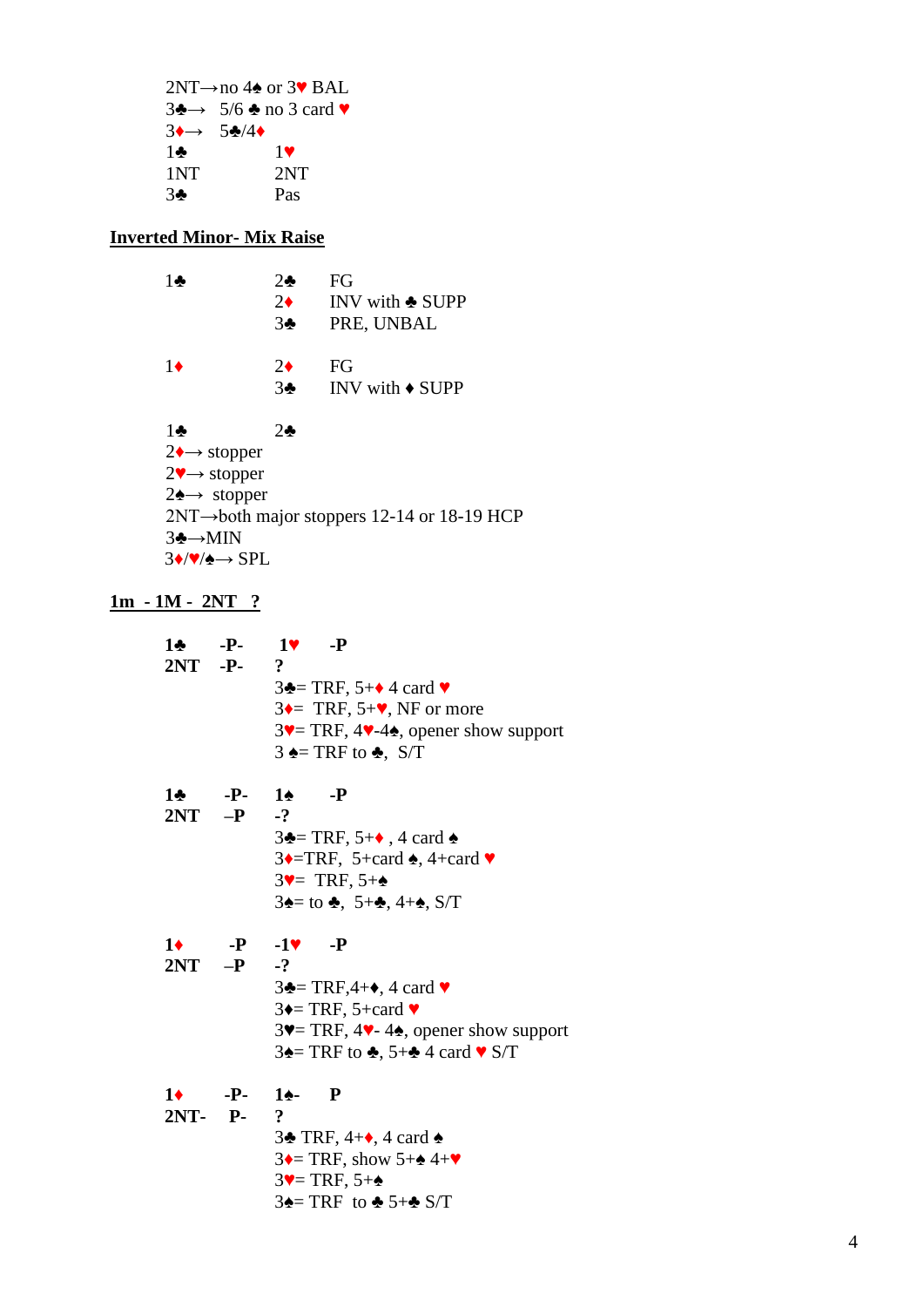2NT→no 4♠ or 3♥ BAL
3♣→ 5/6 ♣ no 3 card ♥
3♦→ 5♣/4♦

| | |
|---|---|
| 1♣ | 1♥ |
| 1NT | 2NT |
| 3♣ | Pas |

## Inverted Minor- Mix Raise

| | | |
|---|---|---|
| 1♣ | 2♣ | FG |
| | 2♦ | INV with ♣ SUPP |
| | 3♣ | PRE, UNBAL |
| 1♦ | 2♦ | FG |
| | 3♣ | INV with ♦ SUPP |

| | |
|---|---|
| 1♣ | 2♣ |

2♦→ stopper
2♥→ stopper
2♠→ stopper
2NT→both major stoppers 12-14 or 18-19 HCP
3♣→MIN
3♦/♥/♠→ SPL

## 1m - 1M - 2NT ?

| | | | |
|---|---|---|---|
| **1♣** | **-P-** | **1♥** | **-P** |
| **2NT** | **-P-** | **?** | |

3♣= TRF, 5+♦ 4 card ♥
3♦= TRF, 5+♥, NF or more
3♥= TRF, 4♥-4♠, opener show support
3 ♠= TRF to ♣, S/T

| | | | |
|---|---|---|---|
| **1♣** | **-P-** | **1♠** | **-P** |
| **2NT** | **–P** | **-?** | |

3♣= TRF, 5+♦ , 4 card ♠
3♦=TRF, 5+card ♠, 4+card ♥
3♥= TRF, 5+♠
3♠= to ♣, 5+♣, 4+♠, S/T

| | | | |
|---|---|---|---|
| **1♦** | **-P** | **-1♥** | **-P** |
| **2NT** | **–P** | **-?** | |

3♣= TRF,4+♦, 4 card ♥
3♦= TRF, 5+card ♥
3♥= TRF, 4♥- 4♠, opener show support
3♠= TRF to ♣, 5+♣ 4 card ♥ S/T

| | | | |
|---|---|---|---|
| **1♦** | **-P-** | **1♠-** | **P** |
| **2NT-** | **P-** | **?** | |

3♣ TRF, 4+♦, 4 card ♠
3♦= TRF, show 5+♠ 4+♥
3♥= TRF, 5+♠
3♠= TRF to ♣ 5+♣ S/T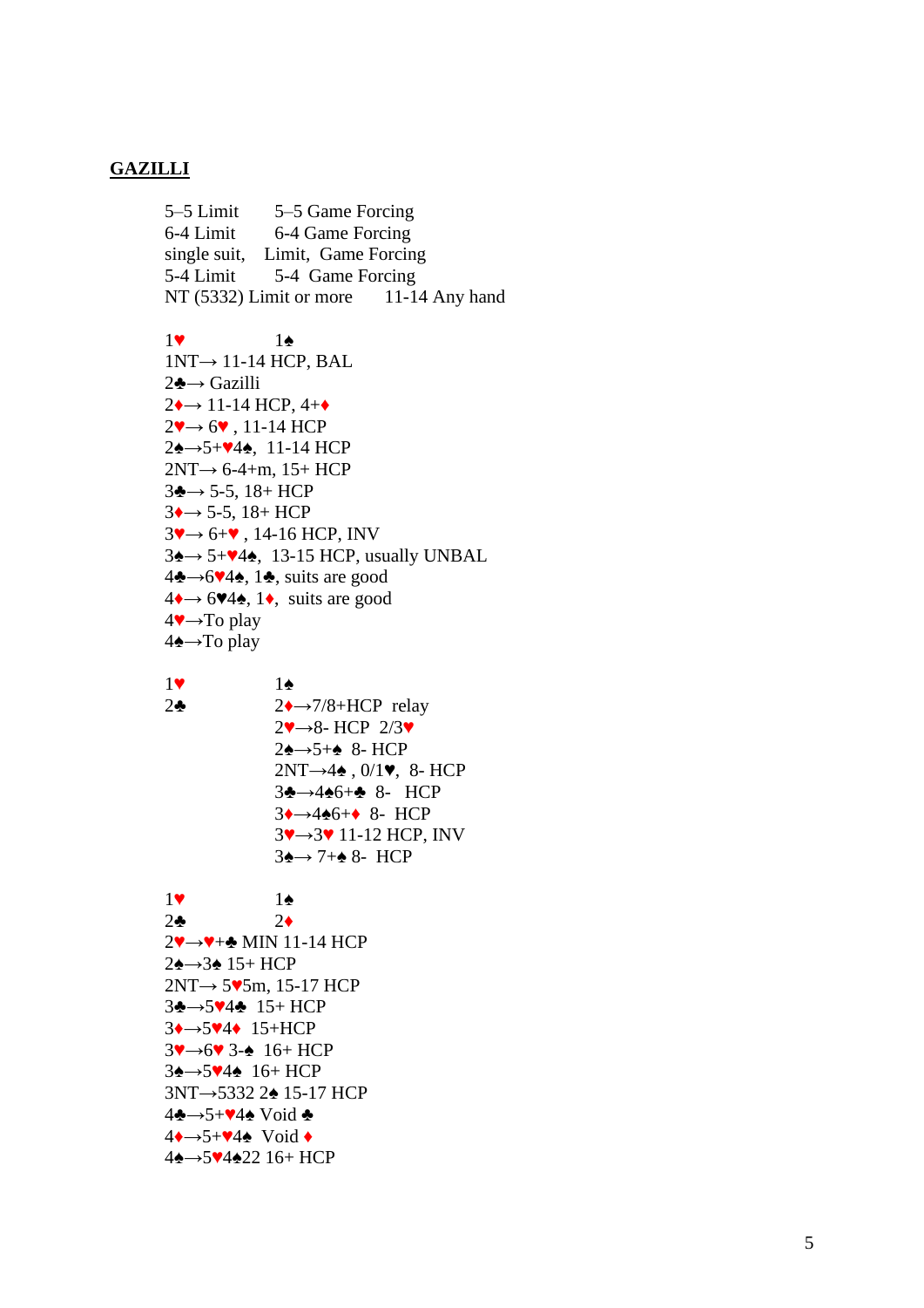## GAZILLI

| | |
|---|---|
| 5–5 Limit | 5–5 Game Forcing |
| 6-4 Limit | 6-4 Game Forcing |
| single suit, | Limit, Game Forcing |
| 5-4 Limit | 5-4 Game Forcing |
| NT (5332) Limit or more | 11-14 Any hand |

1♥ 1♠

1NT→ 11-14 HCP, BAL
2♣→ Gazilli
2♦→ 11-14 HCP, 4+♦
2♥→ 6♥ , 11-14 HCP
2♠→5+♥4♠, 11-14 HCP
2NT→ 6-4+m, 15+ HCP
3♣→ 5-5, 18+ HCP
3♦→ 5-5, 18+ HCP
3♥→ 6+♥ , 14-16 HCP, INV
3♠→ 5+♥4♠, 13-15 HCP, usually UNBAL
4♣→6♥4♠, 1♣, suits are good
4♦→ 6♥4♠, 1♦, suits are good
4♥→To play
4♠→To play

1♥ 1♠
2♣
2♦→7/8+HCP relay
2♥→8- HCP 2/3♥
2♠→5+♠ 8- HCP
2NT→4♠ , 0/1♥, 8- HCP
3♣→4♠6+♣ 8- HCP
3♦→4♠6+♦ 8- HCP
3♥→3♥ 11-12 HCP, INV
3♠→ 7+♠ 8- HCP

1♥ 1♠
2♣ 2♦

2♥→♥+♣ MIN 11-14 HCP
2♠→3♠ 15+ HCP
2NT→ 5♥5m, 15-17 HCP
3♣→5♥4♣ 15+ HCP
3♦→5♥4♦ 15+HCP
3♥→6♥ 3-♠ 16+ HCP
3♠→5♥4♠ 16+ HCP
3NT→5332 2♠ 15-17 HCP
4♣→5+♥4♠ Void ♣
4♦→5+♥4♠ Void ♦
4♠→5♥4♠22 16+ HCP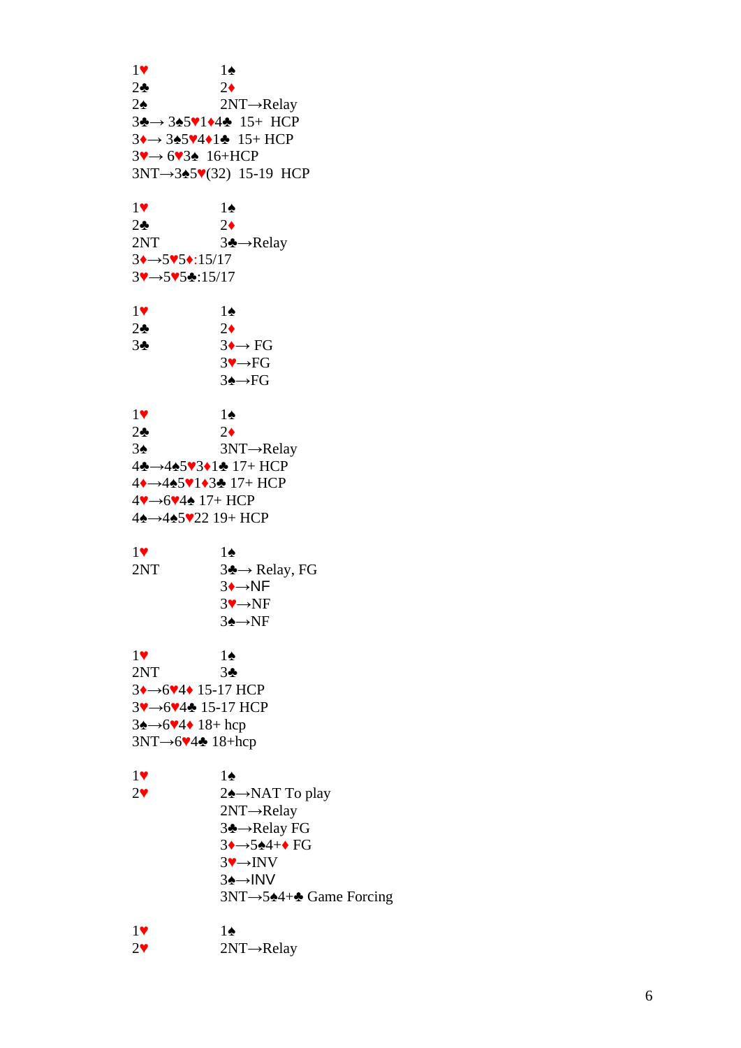1♥ 1♠
2♣ 2♦
2♠ 2NT→Relay
3♣→ 3♠5♥1♦4♣ 15+ HCP
3♦→ 3♠5♥4♦1♣ 15+ HCP
3♥→ 6♥3♠ 16+HCP
3NT→3♠5♥(32) 15-19 HCP

1♥ 1♠
2♣ 2♦
2NT 3♣→Relay
3♦→5♥5♦:15/17
3♥→5♥5♣:15/17

1♥ 1♠
2♣ 2♦
3♣ 3♦→ FG
3♥→FG
3♠→FG

1♥ 1♠
2♣ 2♦
3♠ 3NT→Relay
4♣→4♠5♥3♦1♣ 17+ HCP
4♦→4♠5♥1♦3♣ 17+ HCP
4♥→6♥4♠ 17+ HCP
4♠→4♠5♥22 19+ HCP

1♥ 1♠
2NT 3♣→ Relay, FG
3♦→NF
3♥→NF
3♠→NF

1♥ 1♠
2NT 3♣
3♦→6♥4♦ 15-17 HCP
3♥→6♥4♣ 15-17 HCP
3♠→6♥4♦ 18+ hcp
3NT→6♥4♣ 18+hcp

1♥ 1♠
2♥ 2♠→NAT To play
2NT→Relay
3♣→Relay FG
3♦→5♠4+♦ FG
3♥→INV
3♠→INV
3NT→5♠4+♣ Game Forcing

1♥ 1♠
2♥ 2NT→Relay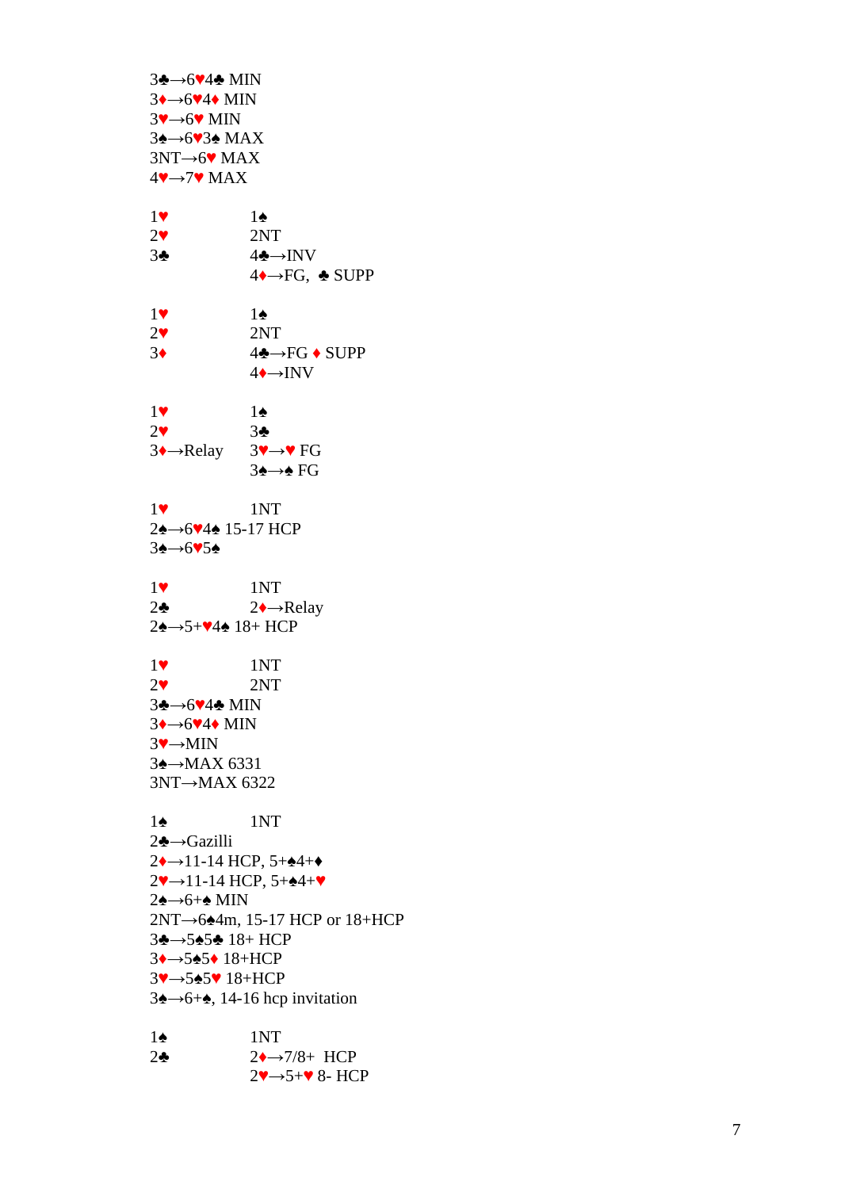3♣→6♥4♣ MIN
3♦→6♥4♦ MIN
3♥→6♥ MIN
3♠→6♥3♠ MAX
3NT→6♥ MAX
4♥→7♥ MAX

| | |
|---|---|
| 1♥ | 1♠ |
| 2♥ | 2NT |
| 3♣ | 4♣→INV |
| | 4♦→FG, ♣ SUPP |

| | |
|---|---|
| 1♥ | 1♠ |
| 2♥ | 2NT |
| 3♦ | 4♣→FG ♦ SUPP |
| | 4♦→INV |

| | |
|---|---|
| 1♥ | 1♠ |
| 2♥ | 3♣ |
| 3♦→Relay | 3♥→♥ FG |
| | 3♠→♠ FG |

| | |
|---|---|
| 1♥ | 1NT |
| 2♠→6♥4♠ 15-17 HCP | |
| 3♠→6♥5♠ | |

| | |
|---|---|
| 1♥ | 1NT |
| 2♣ | 2♦→Relay |
| 2♠→5+♥4♠ 18+ HCP | |

| | |
|---|---|
| 1♥ | 1NT |
| 2♥ | 2NT |
| 3♣→6♥4♣ MIN | |
| 3♦→6♥4♦ MIN | |
| 3♥→MIN | |
| 3♠→MAX 6331 | |
| 3NT→MAX 6322 | |

| | |
|---|---|
| 1♠ | 1NT |
| 2♣→Gazilli | |
| 2♦→11-14 HCP, 5+♠4+♦ | |
| 2♥→11-14 HCP, 5+♠4+♥ | |
| 2♠→6+♠ MIN | |
| 2NT→6♠4m, 15-17 HCP or 18+HCP | |
| 3♣→5♠5♣ 18+ HCP | |
| 3♦→5♠5♦ 18+HCP | |
| 3♥→5♠5♥ 18+HCP | |
| 3♠→6+♠, 14-16 hcp invitation | |

| | |
|---|---|
| 1♠ | 1NT |
| 2♣ | 2♦→7/8+ HCP |
| | 2♥→5+♥ 8- HCP |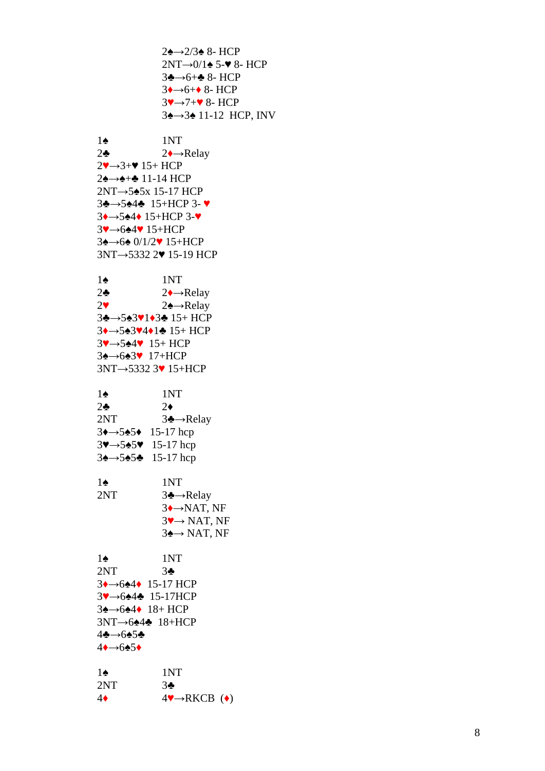2♠→2/3♠ 8- HCP
2NT→0/1♠ 5-♥ 8- HCP
3♣→6+♣ 8- HCP
3♦→6+♦ 8- HCP
3♥→7+♥ 8- HCP
3♠→3♠ 11-12 HCP, INV

| | |
|---|---|
| 1♠ | 1NT |
| 2♣ | 2♦→Relay |

2♥→3+♥ 15+ HCP
2♠→♠+♣ 11-14 HCP
2NT→5♠5x 15-17 HCP
3♣→5♠4♣ 15+HCP 3- ♥
3♦→5♠4♦ 15+HCP 3-♥
3♥→6♠4♥ 15+HCP
3♠→6♠ 0/1/2♥ 15+HCP
3NT→5332 2♥ 15-19 HCP

| | |
|---|---|
| 1♠ | 1NT |
| 2♣ | 2♦→Relay |
| 2♥ | 2♠→Relay |

3♣→5♠3♥1♦3♣ 15+ HCP
3♦→5♠3♥4♦1♣ 15+ HCP
3♥→5♠4♥ 15+ HCP
3♠→6♠3♥ 17+HCP
3NT→5332 3♥ 15+HCP

| | |
|---|---|
| 1♠ | 1NT |
| 2♣ | 2♦ |
| 2NT | 3♣→Relay |

3♦→5♠5♦ 15-17 hcp
3♥→5♠5♥ 15-17 hcp
3♠→5♠5♣ 15-17 hcp

| | |
|---|---|
| 1♠ | 1NT |
| 2NT | 3♣→Relay |
| | 3♦→NAT, NF |
| | 3♥→ NAT, NF |
| | 3♠→ NAT, NF |

| | |
|---|---|
| 1♠ | 1NT |
| 2NT | 3♣ |

3♦→6♠4♦ 15-17 HCP
3♥→6♠4♣ 15-17HCP
3♠→6♠4♦ 18+ HCP
3NT→6♠4♣ 18+HCP
4♣→6♠5♣
4♦→6♠5♦

| | |
|---|---|
| 1♠ | 1NT |
| 2NT | 3♣ |
| 4♦ | 4♥→RKCB (♦) |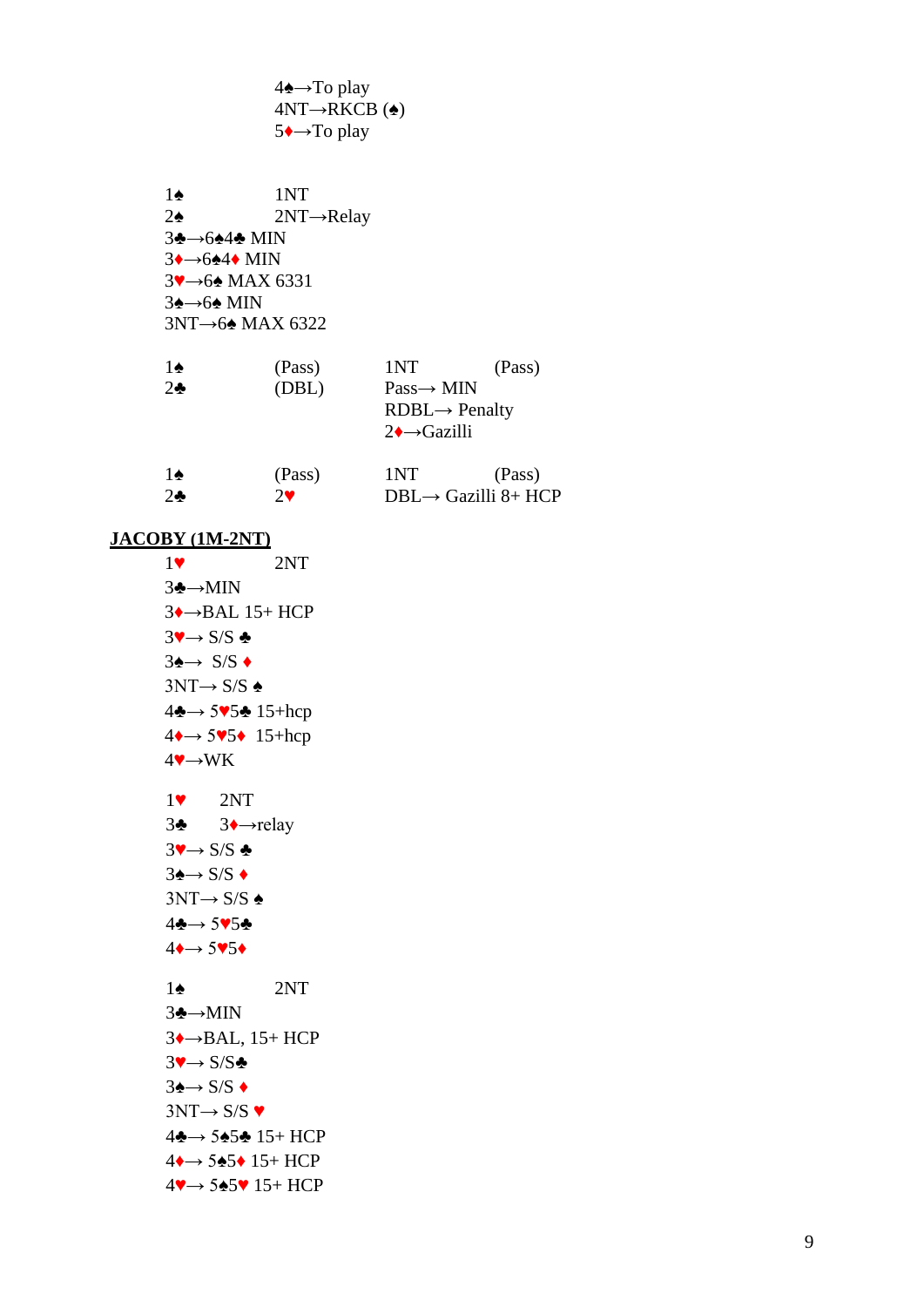4♠→To play
4NT→RKCB (♠)
5♦→To play

| 1♠ | 1NT |
|---|---|
| 2♠ | 2NT→Relay |

3♣→6♠4♣ MIN
3♦→6♠4♦ MIN
3♥→6♠ MAX 6331
3♠→6♠ MIN
3NT→6♠ MAX 6322

| 1♠ | (Pass) | 1NT | (Pass) |
|---|---|---|---|
| 2♣ | (DBL) | Pass→ MIN | |
| | | RDBL→ Penalty | |
| | | 2♦→Gazilli | |

| 1♠ | (Pass) | 1NT | (Pass) |
|---|---|---|---|
| 2♣ | 2♥ | DBL→ Gazilli 8+ HCP | |

## JACOBY (1M-2NT)

| 1♥ | 2NT |
|---|---|

3♣→MIN
3♦→BAL 15+ HCP
3♥→ S/S ♣
3♠→ S/S ♦
3NT→ S/S ♠
4♣→ 5♥5♣ 15+hcp
4♦→ 5♥5♦ 15+hcp
4♥→WK

| 1♥ | 2NT |
|---|---|
| 3♣ | 3♦→relay |

3♥→ S/S ♣
3♠→ S/S ♦
3NT→ S/S ♠
4♣→ 5♥5♣
4♦→ 5♥5♦

| 1♠ | 2NT |
|---|---|

3♣→MIN
3♦→BAL, 15+ HCP
3♥→ S/S♣
3♠→ S/S ♦
3NT→ S/S ♥
4♣→ 5♠5♣ 15+ HCP
4♦→ 5♠5♦ 15+ HCP
4♥→ 5♠5♥ 15+ HCP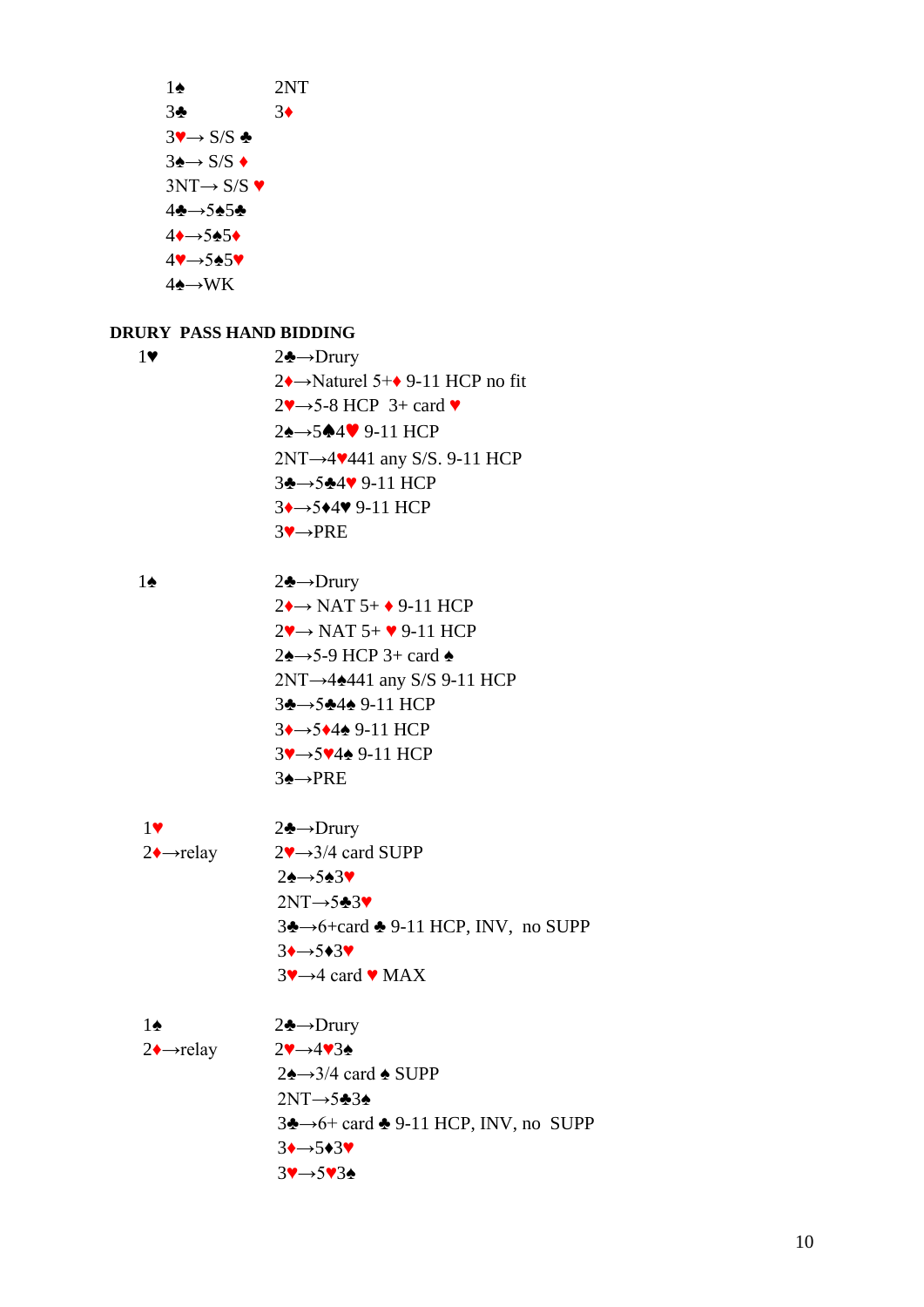| | |
|---|---|
| 1♠ | 2NT |
| 3♣ | 3♦ |
| 3♥→ S/S ♣ | |
| 3♠→ S/S ♦ | |
| 3NT→ S/S ♥ | |
| 4♣→5♠5♣ | |
| 4♦→5♠5♦ | |
| 4♥→5♠5♥ | |
| 4♠→WK | |

**DRURY PASS HAND BIDDING**

| | |
|---|---|
| 1♥ | 2♣→Drury |
| | 2♦→Naturel 5+♦ 9-11 HCP no fit |
| | 2♥→5-8 HCP 3+ card ♥ |
| | 2♠→5♠4♥ 9-11 HCP |
| | 2NT→4♥441 any S/S. 9-11 HCP |
| | 3♣→5♣4♥ 9-11 HCP |
| | 3♦→5♦4♥ 9-11 HCP |
| | 3♥→PRE |

| | |
|---|---|
| 1♠ | 2♣→Drury |
| | 2♦→ NAT 5+ ♦ 9-11 HCP |
| | 2♥→ NAT 5+ ♥ 9-11 HCP |
| | 2♠→5-9 HCP 3+ card ♠ |
| | 2NT→4♠441 any S/S 9-11 HCP |
| | 3♣→5♣4♠ 9-11 HCP |
| | 3♦→5♦4♠ 9-11 HCP |
| | 3♥→5♥4♠ 9-11 HCP |
| | 3♠→PRE |

| | |
|---|---|
| 1♥ | 2♣→Drury |
| 2♦→relay | 2♥→3/4 card SUPP |
| | 2♠→5♠3♥ |
| | 2NT→5♣3♥ |
| | 3♣→6+card ♣ 9-11 HCP, INV, no SUPP |
| | 3♦→5♦3♥ |
| | 3♥→4 card ♥ MAX |

| | |
|---|---|
| 1♠ | 2♣→Drury |
| 2♦→relay | 2♥→4♥3♠ |
| | 2♠→3/4 card ♠ SUPP |
| | 2NT→5♣3♠ |
| | 3♣→6+ card ♣ 9-11 HCP, INV, no SUPP |
| | 3♦→5♦3♥ |
| | 3♥→5♥3♠ |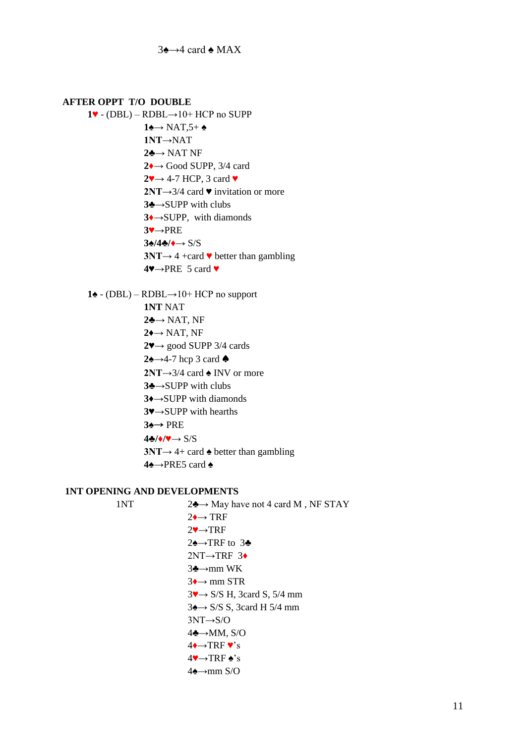3♠→4 card ♠ MAX

**AFTER OPPT T/O DOUBLE**

**1♥** - (DBL) – RDBL→10+ HCP no SUPP

- **1♠**→ NAT,5+ ♠
- **1NT**→NAT
- **2♣**→ NAT NF
- **2♦**→ Good SUPP, 3/4 card
- **2♥**→ 4-7 HCP, 3 card ♥
- **2NT**→3/4 card ♥ invitation or more
- **3♣**→SUPP with clubs
- **3♦**→SUPP, with diamonds
- **3♥**→PRE
- **3♠/4♣/♦**→ S/S
- **3NT**→ 4 +card ♥ better than gambling
- **4♥**→PRE 5 card ♥

**1♠** - (DBL) – RDBL→10+ HCP no support

- **1NT** NAT
- **2♣**→ NAT, NF
- **2♦**→ NAT, NF
- **2♥**→ good SUPP 3/4 cards
- **2♠**→4-7 hcp 3 card ♠
- **2NT**→3/4 card ♠ INV or more
- **3♣**→SUPP with clubs
- **3♦**→SUPP with diamonds
- **3♥**→SUPP with hearths
- **3♠**→ PRE
- **4♣/♦/♥**→ S/S
- **3NT**→ 4+ card ♠ better than gambling
- **4♠**→PRE5 card ♠

**1NT OPENING AND DEVELOPMENTS**

1NT

- 2♣→ May have not 4 card M , NF STAY
- 2♦→ TRF
- 2♥→TRF
- 2♠→TRF to 3♣
- 2NT→TRF 3♦
- 3♣→mm WK
- 3♦→ mm STR
- 3♥→ S/S H, 3card S, 5/4 mm
- 3♠→ S/S S, 3card H 5/4 mm
- 3NT→S/O
- 4♣→MM, S/O
- 4♦→TRF ♥'s
- 4♥→TRF ♠'s
- 4♠→mm S/O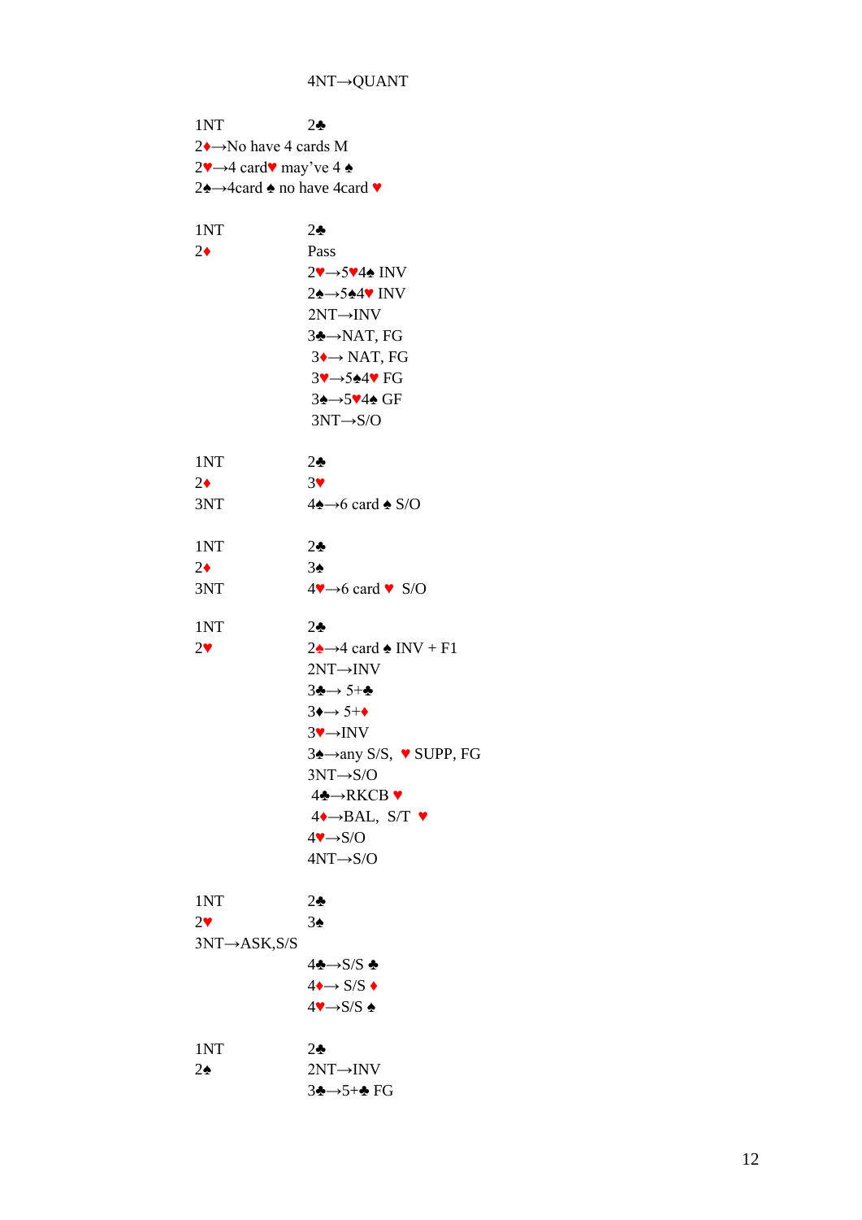4NT→QUANT

| | |
|---|---|
| 1NT | 2♣ |
| 2♦→No have 4 cards M | |
| 2♥→4 card♥ may've 4 ♠ | |
| 2♠→4card ♠ no have 4card ♥ | |

| | |
|---|---|
| 1NT | 2♣ |
| 2♦ | Pass |
| | 2♥→5♥4♠ INV |
| | 2♠→5♠4♥ INV |
| | 2NT→INV |
| | 3♣→NAT, FG |
| | 3♦→ NAT, FG |
| | 3♥→5♠4♥ FG |
| | 3♠→5♥4♠ GF |
| | 3NT→S/O |

| | |
|---|---|
| 1NT | 2♣ |
| 2♦ | 3♥ |
| 3NT | 4♠→6 card ♠ S/O |

| | |
|---|---|
| 1NT | 2♣ |
| 2♦ | 3♠ |
| 3NT | 4♥→6 card ♥ S/O |

| | |
|---|---|
| 1NT | 2♣ |
| 2♥ | 2♠→4 card ♠ INV + F1 |
| | 2NT→INV |
| | 3♣→ 5+♣ |
| | 3♦→ 5+♦ |
| | 3♥→INV |
| | 3♠→any S/S, ♥ SUPP, FG |
| | 3NT→S/O |
| | 4♣→RKCB ♥ |
| | 4♦→BAL, S/T ♥ |
| | 4♥→S/O |
| | 4NT→S/O |

| | |
|---|---|
| 1NT | 2♣ |
| 2♥ | 3♠ |
| 3NT→ASK,S/S | |
| | 4♣→S/S ♣ |
| | 4♦→ S/S ♦ |
| | 4♥→S/S ♠ |

| | |
|---|---|
| 1NT | 2♣ |
| 2♠ | 2NT→INV |
| | 3♣→5+♣ FG |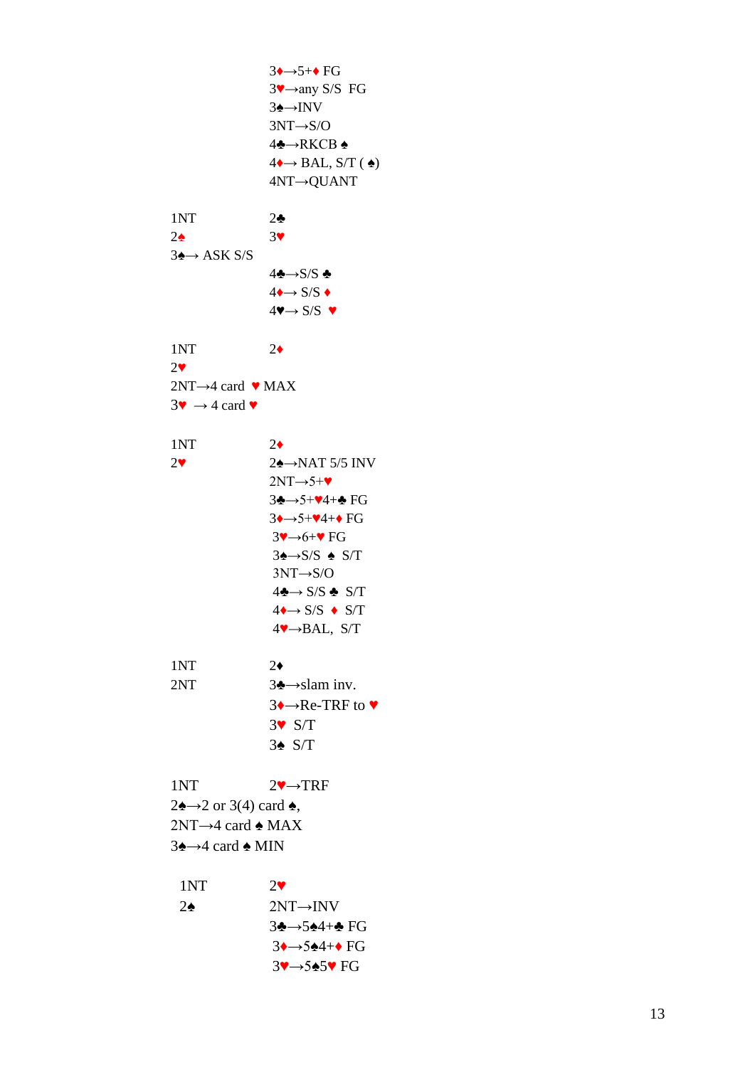3♦→5+♦ FG
3♥→any S/S FG
3♠→INV
3NT→S/O
4♣→RKCB ♠
4♦→ BAL, S/T ( ♠)
4NT→QUANT

| | |
|---|---|
| 1NT | 2♣ |
| 2♠ | 3♥ |
| 3♠→ ASK S/S | |
| | 4♣→S/S ♣ |
| | 4♦→ S/S ♦ |
| | 4♥→ S/S ♥ |

| | |
|---|---|
| 1NT | 2♦ |
| 2♥ | |
| 2NT→4 card ♥ MAX | |
| 3♥ → 4 card ♥ | |

| | |
|---|---|
| 1NT | 2♦ |
| 2♥ | 2♠→NAT 5/5 INV |
| | 2NT→5+♥ |
| | 3♣→5+♥4+♣ FG |
| | 3♦→5+♥4+♦ FG |
| | 3♥→6+♥ FG |
| | 3♠→S/S ♠ S/T |
| | 3NT→S/O |
| | 4♣→ S/S ♣ S/T |
| | 4♦→ S/S ♦ S/T |
| | 4♥→BAL, S/T |

| | |
|---|---|
| 1NT | 2♦ |
| 2NT | 3♣→slam inv. |
| | 3♦→Re-TRF to ♥ |
| | 3♥ S/T |
| | 3♠ S/T |

| | |
|---|---|
| 1NT | 2♥→TRF |
| 2♠→2 or 3(4) card ♠, | |
| 2NT→4 card ♠ MAX | |
| 3♠→4 card ♠ MIN | |

| | |
|---|---|
| 1NT | 2♥ |
| 2♠ | 2NT→INV |
| | 3♣→5♠4+♣ FG |
| | 3♦→5♠4+♦ FG |
| | 3♥→5♠5♥ FG |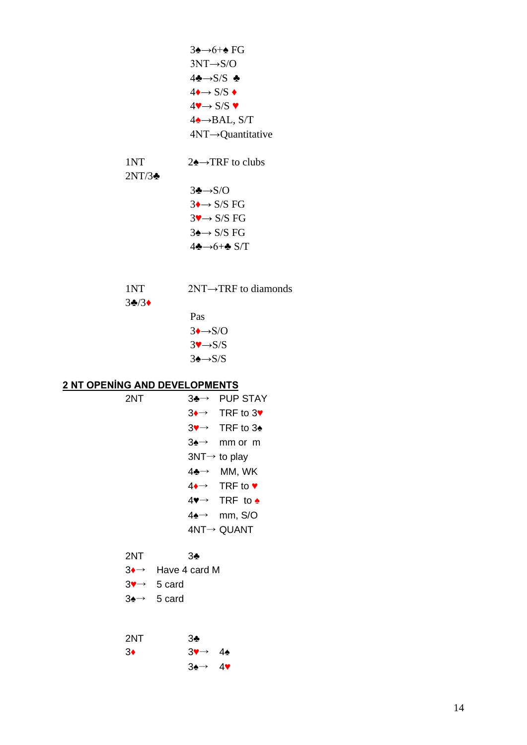3♠→6+♠ FG
3NT→S/O
4♣→S/S ♣
4♦→ S/S ♦
4♥→ S/S ♥
4♠→BAL, S/T
4NT→Quantitative

1NT 2♠→TRF to clubs
2NT/3♣

3♣→S/O
3♦→ S/S FG
3♥→ S/S FG
3♠→ S/S FG
4♣→6+♣ S/T

1NT 2NT→TRF to diamonds
3♣/3♦

Pas
3♦→S/O
3♥→S/S
3♠→S/S

## 2 NT OPENİNG AND DEVELOPMENTS

2NT
3♣→ PUP STAY
3♦→ TRF to 3♥
3♥→ TRF to 3♠
3♠→ mm or m
3NT→ to play
4♣→ MM, WK
4♦→ TRF to ♥
4♥→ TRF to ♠
4♠→ mm, S/O
4NT→ QUANT

2NT 3♣
3♦→ Have 4 card M
3♥→ 5 card
3♠→ 5 card

2NT 3♣
3♦
3♥→ 4♠
3♠→ 4♥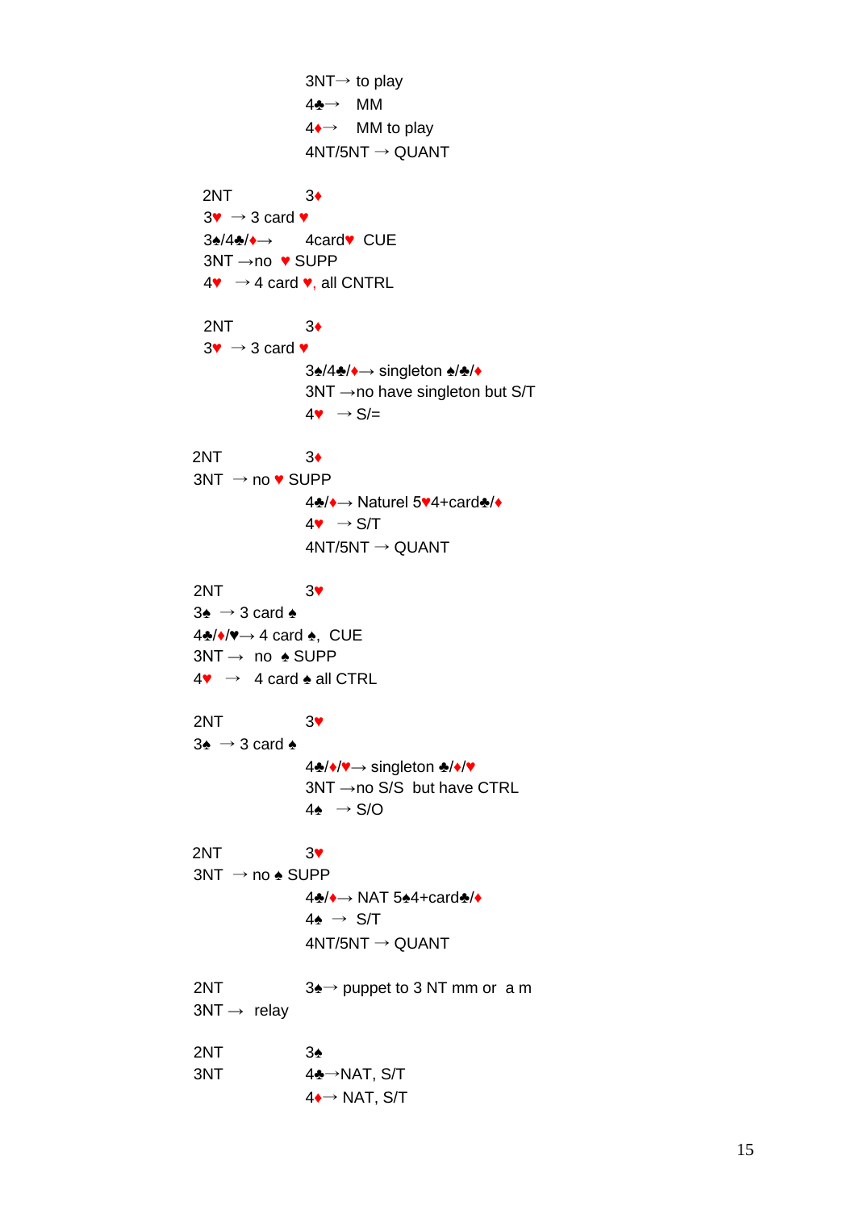3NT→ to play
4♣→ MM
4♦→ MM to play
4NT/5NT → QUANT

2NT 3♦
3♥ → 3 card ♥
3♠/4♣/♦→ 4card♥ CUE
3NT →no ♥ SUPP
4♥ → 4 card ♥, all CNTRL

2NT 3♦
3♥ → 3 card ♥
3♠/4♣/♦→ singleton ♠/♣/♦
3NT →no have singleton but S/T
4♥ → S/=

2NT 3♦
3NT → no ♥ SUPP
4♣/♦→ Naturel 5♥4+card♣/♦
4♥ → S/T
4NT/5NT → QUANT

2NT 3♥
3♠ → 3 card ♠
4♣/♦/♥→ 4 card ♠, CUE
3NT → no ♠ SUPP
4♥ → 4 card ♠ all CTRL

2NT 3♥
3♠ → 3 card ♠
4♣/♦/♥→ singleton ♣/♦/♥
3NT →no S/S but have CTRL
4♠ → S/O

2NT 3♥
3NT → no ♠ SUPP
4♣/♦→ NAT 5♠4+card♣/♦
4♠ → S/T
4NT/5NT → QUANT

2NT 3♠→ puppet to 3 NT mm or a m
3NT → relay

2NT 3♠
3NT 4♣→NAT, S/T
4♦→ NAT, S/T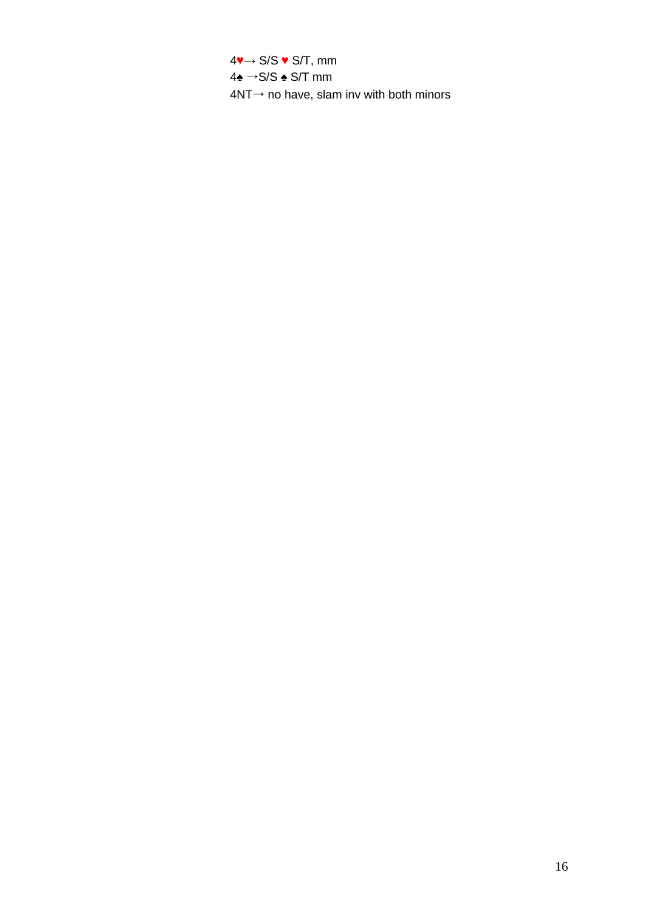4♥→ S/S ♥ S/T, mm

4♠ →S/S ♠ S/T mm

4NT→ no have, slam inv with both minors